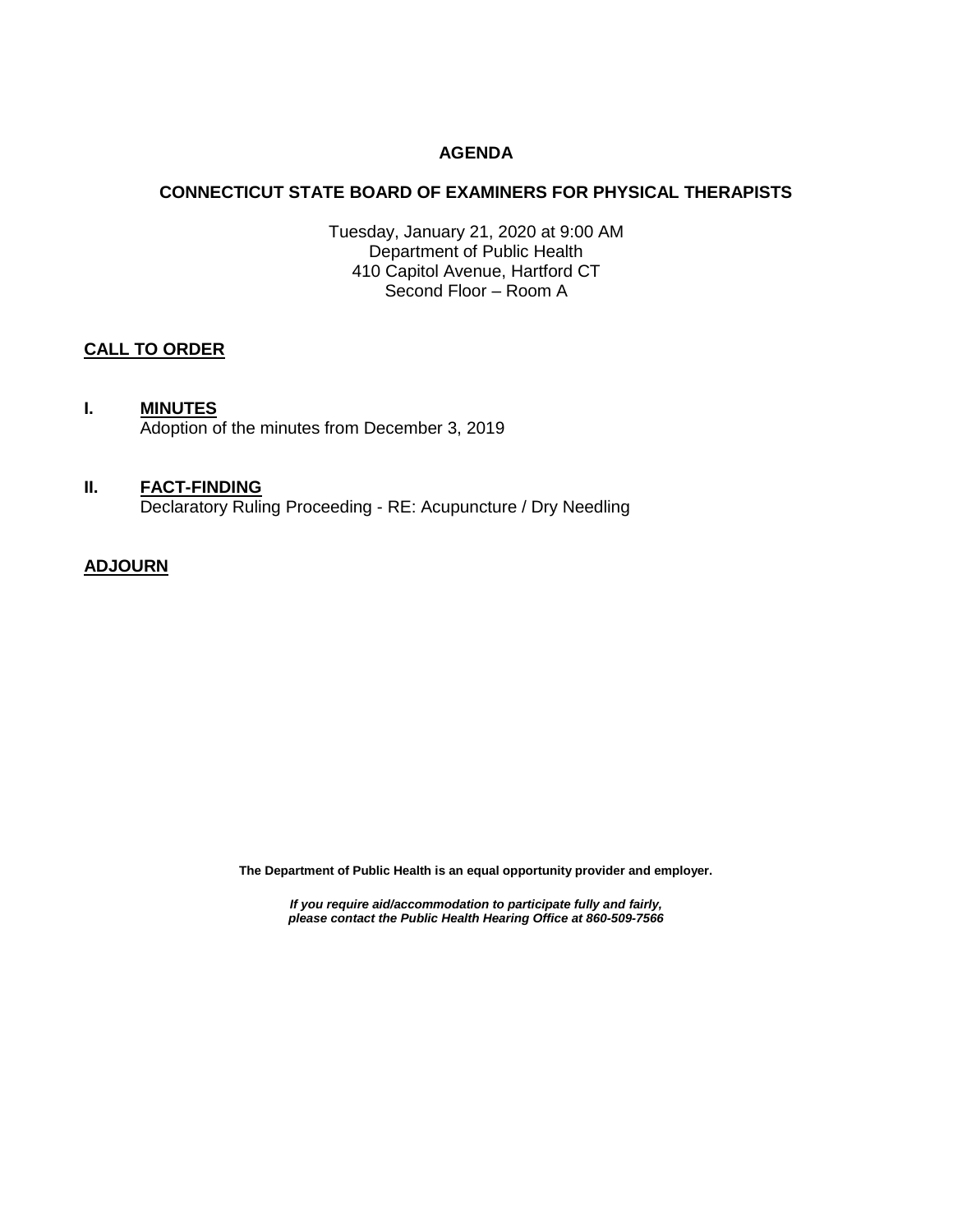# AGENDA

## CONNECTICUT STATE BOARD OF EXAMINERS FOR PHYSICAL THERAPISTS

Tuesday, January 21, 2020 at 9:00 AM
Department of Public Health
410 Capitol Avenue, Hartford CT
Second Floor – Room A

**CALL TO ORDER**

**I. MINUTES**
Adoption of the minutes from December 3, 2019

**II. FACT-FINDING**
Declaratory Ruling Proceeding - RE: Acupuncture / Dry Needling

**ADJOURN**

**The Department of Public Health is an equal opportunity provider and employer.**

***If you require aid/accommodation to participate fully and fairly, please contact the Public Health Hearing Office at 860-509-7566***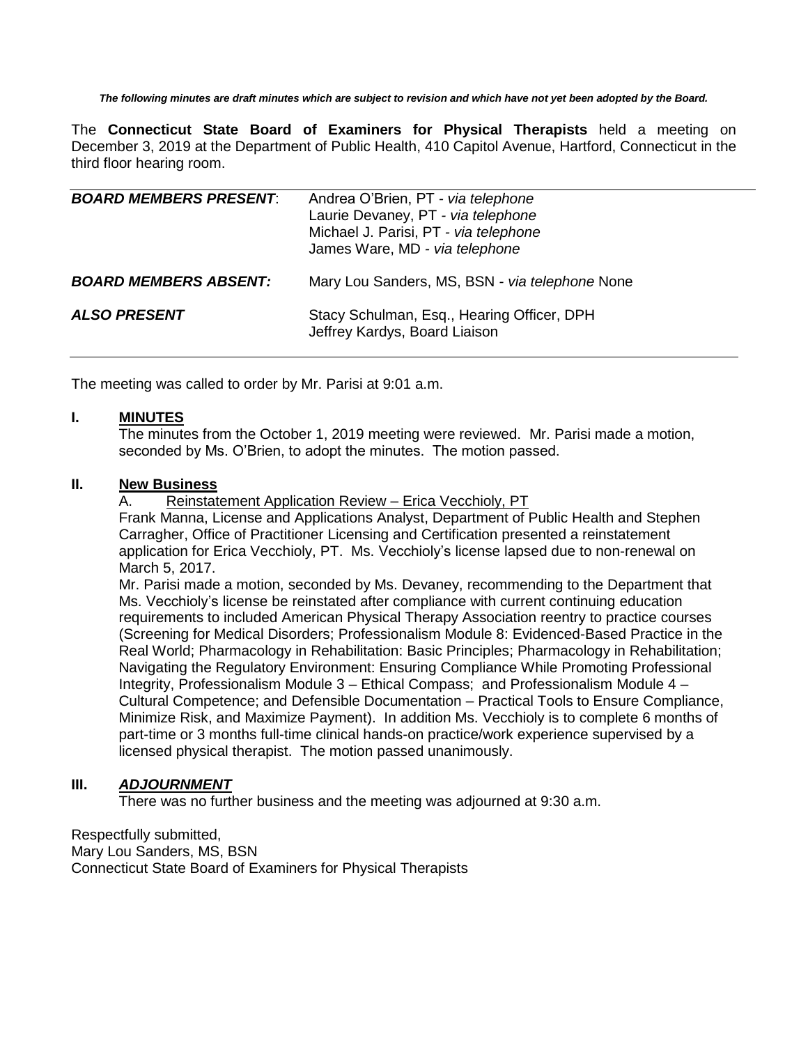*The following minutes are draft minutes which are subject to revision and which have not yet been adopted by the Board.*

The **Connecticut State Board of Examiners for Physical Therapists** held a meeting on December 3, 2019 at the Department of Public Health, 410 Capitol Avenue, Hartford, Connecticut in the third floor hearing room.

| | |
|---|---|
| ***BOARD MEMBERS PRESENT*:** | Andrea O'Brien, PT - *via telephone*<br>Laurie Devaney, PT - *via telephone*<br>Michael J. Parisi, PT - *via telephone*<br>James Ware, MD - *via telephone* |
| ***BOARD MEMBERS ABSENT:*** | Mary Lou Sanders, MS, BSN - *via telephone* None |
| ***ALSO PRESENT*** | Stacy Schulman, Esq., Hearing Officer, DPH<br>Jeffrey Kardys, Board Liaison |

The meeting was called to order by Mr. Parisi at 9:01 a.m.

## I. MINUTES

The minutes from the October 1, 2019 meeting were reviewed. Mr. Parisi made a motion, seconded by Ms. O'Brien, to adopt the minutes. The motion passed.

## II. New Business

A. Reinstatement Application Review – Erica Vecchioly, PT

Frank Manna, License and Applications Analyst, Department of Public Health and Stephen Carragher, Office of Practitioner Licensing and Certification presented a reinstatement application for Erica Vecchioly, PT. Ms. Vecchioly's license lapsed due to non-renewal on March 5, 2017.

Mr. Parisi made a motion, seconded by Ms. Devaney, recommending to the Department that Ms. Vecchioly's license be reinstated after compliance with current continuing education requirements to included American Physical Therapy Association reentry to practice courses (Screening for Medical Disorders; Professionalism Module 8: Evidenced-Based Practice in the Real World; Pharmacology in Rehabilitation: Basic Principles; Pharmacology in Rehabilitation; Navigating the Regulatory Environment: Ensuring Compliance While Promoting Professional Integrity, Professionalism Module 3 – Ethical Compass; and Professionalism Module 4 – Cultural Competence; and Defensible Documentation – Practical Tools to Ensure Compliance, Minimize Risk, and Maximize Payment). In addition Ms. Vecchioly is to complete 6 months of part-time or 3 months full-time clinical hands-on practice/work experience supervised by a licensed physical therapist. The motion passed unanimously.

## III. *ADJOURNMENT*

There was no further business and the meeting was adjourned at 9:30 a.m.

Respectfully submitted,
Mary Lou Sanders, MS, BSN
Connecticut State Board of Examiners for Physical Therapists